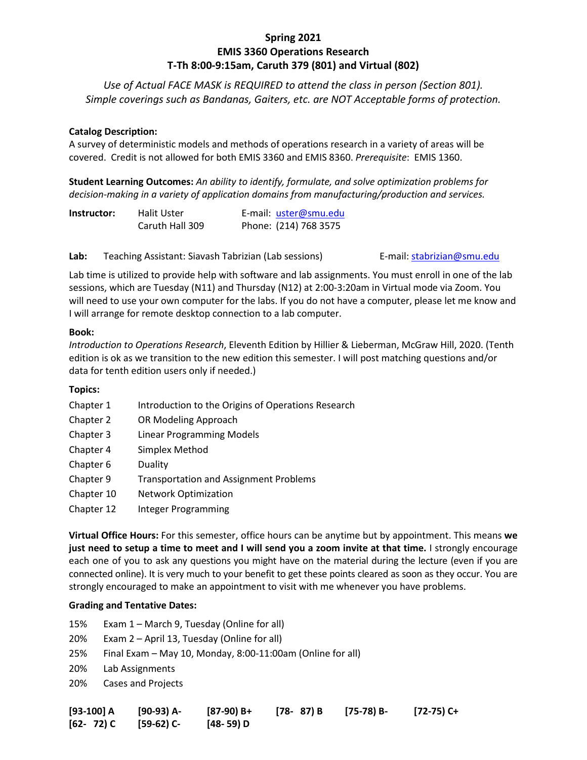# Spring 2021
# EMIS 3360 Operations Research
## T-Th 8:00-9:15am, Caruth 379 (801) and Virtual (802)

*Use of Actual FACE MASK is REQUIRED to attend the class in person (Section 801). Simple coverings such as Bandanas, Gaiters, etc. are NOT Acceptable forms of protection.*

**Catalog Description:**
A survey of deterministic models and methods of operations research in a variety of areas will be covered. Credit is not allowed for both EMIS 3360 and EMIS 8360. *Prerequisite*: EMIS 1360.

**Student Learning Outcomes:** *An ability to identify, formulate, and solve optimization problems for decision-making in a variety of application domains from manufacturing/production and services.*

| **Instructor:** | Halit Uster | E-mail: uster@smu.edu |
|---|---|---|
| | Caruth Hall 309 | Phone: (214) 768 3575 |

**Lab:** Teaching Assistant: Siavash Tabrizian (Lab sessions) E-mail: stabrizian@smu.edu

Lab time is utilized to provide help with software and lab assignments. You must enroll in one of the lab sessions, which are Tuesday (N11) and Thursday (N12) at 2:00-3:20am in Virtual mode via Zoom. You will need to use your own computer for the labs. If you do not have a computer, please let me know and I will arrange for remote desktop connection to a lab computer.

**Book:**
*Introduction to Operations Research*, Eleventh Edition by Hillier & Lieberman, McGraw Hill, 2020. (Tenth edition is ok as we transition to the new edition this semester. I will post matching questions and/or data for tenth edition users only if needed.)

**Topics:**

| | |
|---|---|
| Chapter 1 | Introduction to the Origins of Operations Research |
| Chapter 2 | OR Modeling Approach |
| Chapter 3 | Linear Programming Models |
| Chapter 4 | Simplex Method |
| Chapter 6 | Duality |
| Chapter 9 | Transportation and Assignment Problems |
| Chapter 10 | Network Optimization |
| Chapter 12 | Integer Programming |

**Virtual Office Hours:** For this semester, office hours can be anytime but by appointment. This means **we just need to setup a time to meet and I will send you a zoom invite at that time.** I strongly encourage each one of you to ask any questions you might have on the material during the lecture (even if you are connected online). It is very much to your benefit to get these points cleared as soon as they occur. You are strongly encouraged to make an appointment to visit with me whenever you have problems.

**Grading and Tentative Dates:**

| | |
|---|---|
| 15% | Exam 1 – March 9, Tuesday (Online for all) |
| 20% | Exam 2 – April 13, Tuesday (Online for all) |
| 25% | Final Exam – May 10, Monday, 8:00-11:00am (Online for all) |
| 20% | Lab Assignments |
| 20% | Cases and Projects |

| | | | | | |
|---|---|---|---|---|---|
| **[93-100] A** | **[90-93) A-** | **[87-90) B+** | **[78- 87) B** | **[75-78) B-** | **[72-75) C+** |
| **[62- 72) C** | **[59-62) C-** | **[48- 59) D** | | | |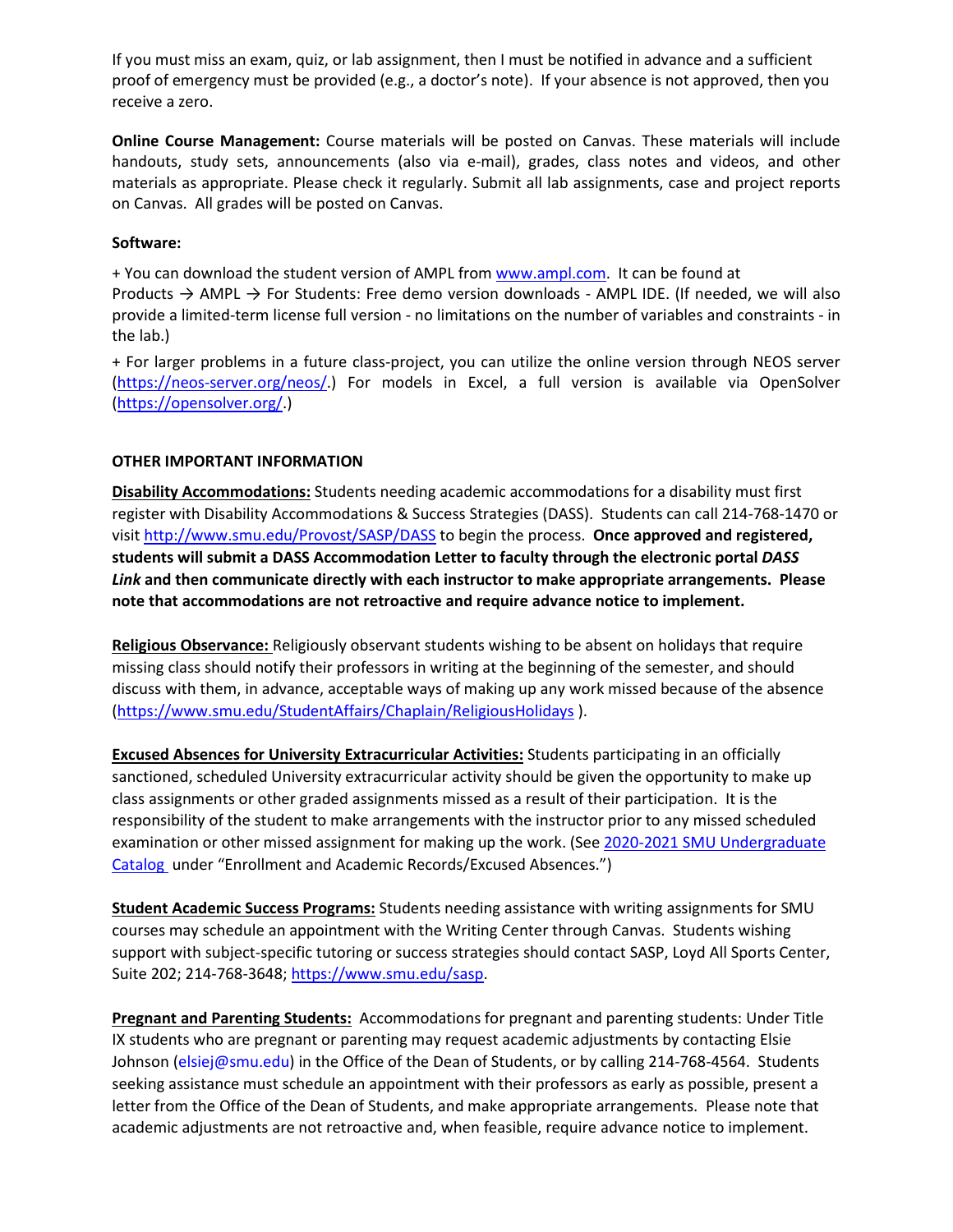If you must miss an exam, quiz, or lab assignment, then I must be notified in advance and a sufficient proof of emergency must be provided (e.g., a doctor's note). If your absence is not approved, then you receive a zero.

**Online Course Management:** Course materials will be posted on Canvas. These materials will include handouts, study sets, announcements (also via e-mail), grades, class notes and videos, and other materials as appropriate. Please check it regularly. Submit all lab assignments, case and project reports on Canvas. All grades will be posted on Canvas.

**Software:**

+ You can download the student version of AMPL from [www.ampl.com](www.ampl.com). It can be found at Products → AMPL → For Students: Free demo version downloads - AMPL IDE. (If needed, we will also provide a limited-term license full version - no limitations on the number of variables and constraints - in the lab.)

+ For larger problems in a future class-project, you can utilize the online version through NEOS server ([https://neos-server.org/neos/](https://neos-server.org/neos/).) For models in Excel, a full version is available via OpenSolver ([https://opensolver.org/](https://opensolver.org/).)

**OTHER IMPORTANT INFORMATION**

**Disability Accommodations:** Students needing academic accommodations for a disability must first register with Disability Accommodations & Success Strategies (DASS). Students can call 214-768-1470 or visit [http://www.smu.edu/Provost/SASP/DASS](http://www.smu.edu/Provost/SASP/DASS) to begin the process. **Once approved and registered, students will submit a DASS Accommodation Letter to faculty through the electronic portal *DASS Link* and then communicate directly with each instructor to make appropriate arrangements. Please note that accommodations are not retroactive and require advance notice to implement.**

**Religious Observance:** Religiously observant students wishing to be absent on holidays that require missing class should notify their professors in writing at the beginning of the semester, and should discuss with them, in advance, acceptable ways of making up any work missed because of the absence ([https://www.smu.edu/StudentAffairs/Chaplain/ReligiousHolidays](https://www.smu.edu/StudentAffairs/Chaplain/ReligiousHolidays) ).

**Excused Absences for University Extracurricular Activities:** Students participating in an officially sanctioned, scheduled University extracurricular activity should be given the opportunity to make up class assignments or other graded assignments missed as a result of their participation. It is the responsibility of the student to make arrangements with the instructor prior to any missed scheduled examination or other missed assignment for making up the work. (See 2020-2021 SMU Undergraduate Catalog under "Enrollment and Academic Records/Excused Absences.")

**Student Academic Success Programs:** Students needing assistance with writing assignments for SMU courses may schedule an appointment with the Writing Center through Canvas. Students wishing support with subject-specific tutoring or success strategies should contact SASP, Loyd All Sports Center, Suite 202; 214-768-3648; [https://www.smu.edu/sasp](https://www.smu.edu/sasp).

**Pregnant and Parenting Students:** Accommodations for pregnant and parenting students: Under Title IX students who are pregnant or parenting may request academic adjustments by contacting Elsie Johnson (elsiej@smu.edu) in the Office of the Dean of Students, or by calling 214-768-4564. Students seeking assistance must schedule an appointment with their professors as early as possible, present a letter from the Office of the Dean of Students, and make appropriate arrangements. Please note that academic adjustments are not retroactive and, when feasible, require advance notice to implement.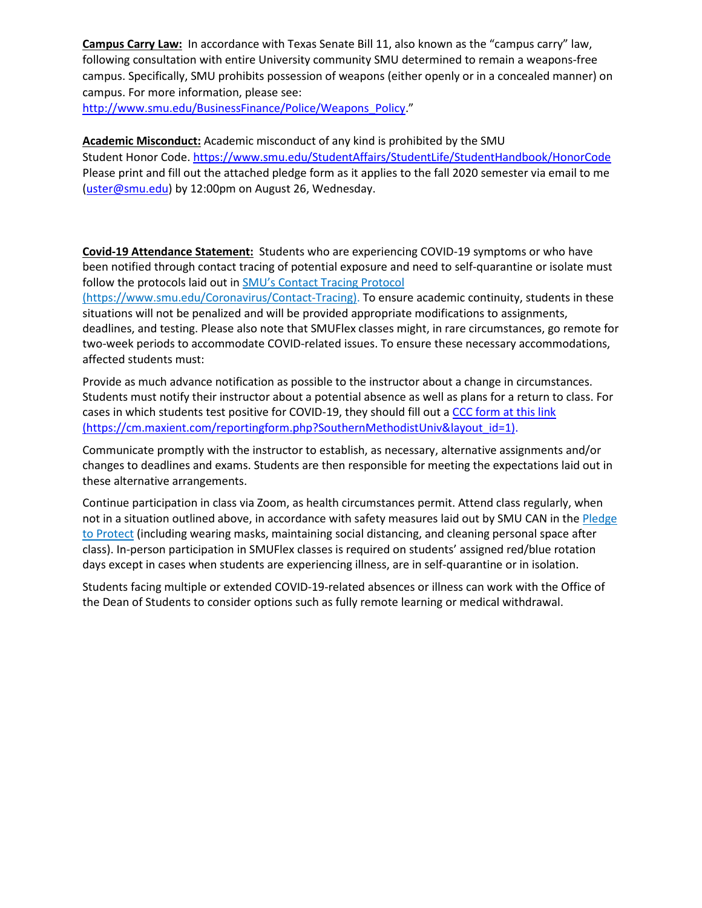**Campus Carry Law:** In accordance with Texas Senate Bill 11, also known as the "campus carry" law, following consultation with entire University community SMU determined to remain a weapons-free campus. Specifically, SMU prohibits possession of weapons (either openly or in a concealed manner) on campus. For more information, please see: [http://www.smu.edu/BusinessFinance/Police/Weapons_Policy](http://www.smu.edu/BusinessFinance/Police/Weapons_Policy)."

**Academic Misconduct:** Academic misconduct of any kind is prohibited by the SMU Student Honor Code. [https://www.smu.edu/StudentAffairs/StudentLife/StudentHandbook/HonorCode](https://www.smu.edu/StudentAffairs/StudentLife/StudentHandbook/HonorCode) Please print and fill out the attached pledge form as it applies to the fall 2020 semester via email to me ([uster@smu.edu](mailto:uster@smu.edu)) by 12:00pm on August 26, Wednesday.

**Covid-19 Attendance Statement:** Students who are experiencing COVID-19 symptoms or who have been notified through contact tracing of potential exposure and need to self-quarantine or isolate must follow the protocols laid out in [SMU's Contact Tracing Protocol (https://www.smu.edu/Coronavirus/Contact-Tracing).](https://www.smu.edu/Coronavirus/Contact-Tracing) To ensure academic continuity, students in these situations will not be penalized and will be provided appropriate modifications to assignments, deadlines, and testing. Please also note that SMUFlex classes might, in rare circumstances, go remote for two-week periods to accommodate COVID-related issues. To ensure these necessary accommodations, affected students must:

Provide as much advance notification as possible to the instructor about a change in circumstances. Students must notify their instructor about a potential absence as well as plans for a return to class. For cases in which students test positive for COVID-19, they should fill out a [CCC form at this link (https://cm.maxient.com/reportingform.php?SouthernMethodistUniv&layout_id=1).](https://cm.maxient.com/reportingform.php?SouthernMethodistUniv&layout_id=1)

Communicate promptly with the instructor to establish, as necessary, alternative assignments and/or changes to deadlines and exams. Students are then responsible for meeting the expectations laid out in these alternative arrangements.

Continue participation in class via Zoom, as health circumstances permit. Attend class regularly, when not in a situation outlined above, in accordance with safety measures laid out by SMU CAN in the Pledge to Protect (including wearing masks, maintaining social distancing, and cleaning personal space after class). In-person participation in SMUFlex classes is required on students' assigned red/blue rotation days except in cases when students are experiencing illness, are in self-quarantine or in isolation.

Students facing multiple or extended COVID-19-related absences or illness can work with the Office of the Dean of Students to consider options such as fully remote learning or medical withdrawal.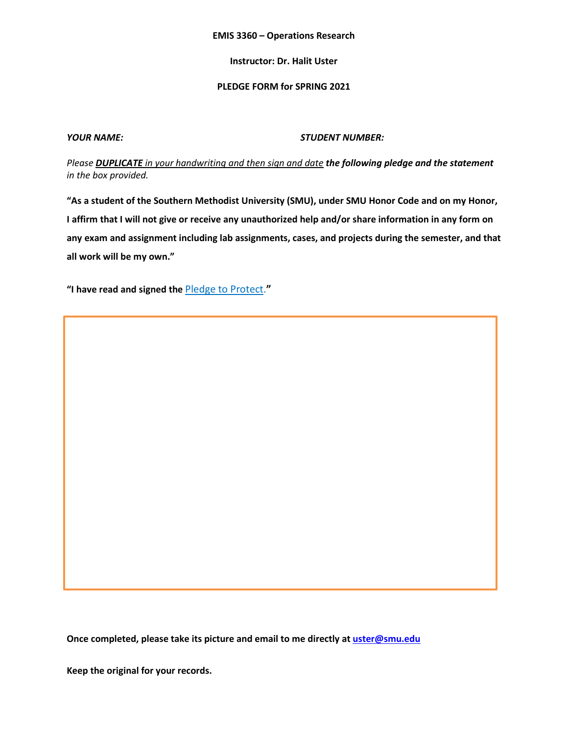**EMIS 3360 – Operations Research**

**Instructor: Dr. Halit Uster**

**PLEDGE FORM for SPRING 2021**

***YOUR NAME:*** ***STUDENT NUMBER:***

*Please **DUPLICATE** in your handwriting and then sign and date **the following pledge and the statement** in the box provided.*

**"As a student of the Southern Methodist University (SMU), under SMU Honor Code and on my Honor, I affirm that I will not give or receive any unauthorized help and/or share information in any form on any exam and assignment including lab assignments, cases, and projects during the semester, and that all work will be my own."**

**"I have read and signed the [Pledge to Protect](Pledge to Protect)."**

**Once completed, please take its picture and email to me directly at [uster@smu.edu](mailto:uster@smu.edu)**

**Keep the original for your records.**